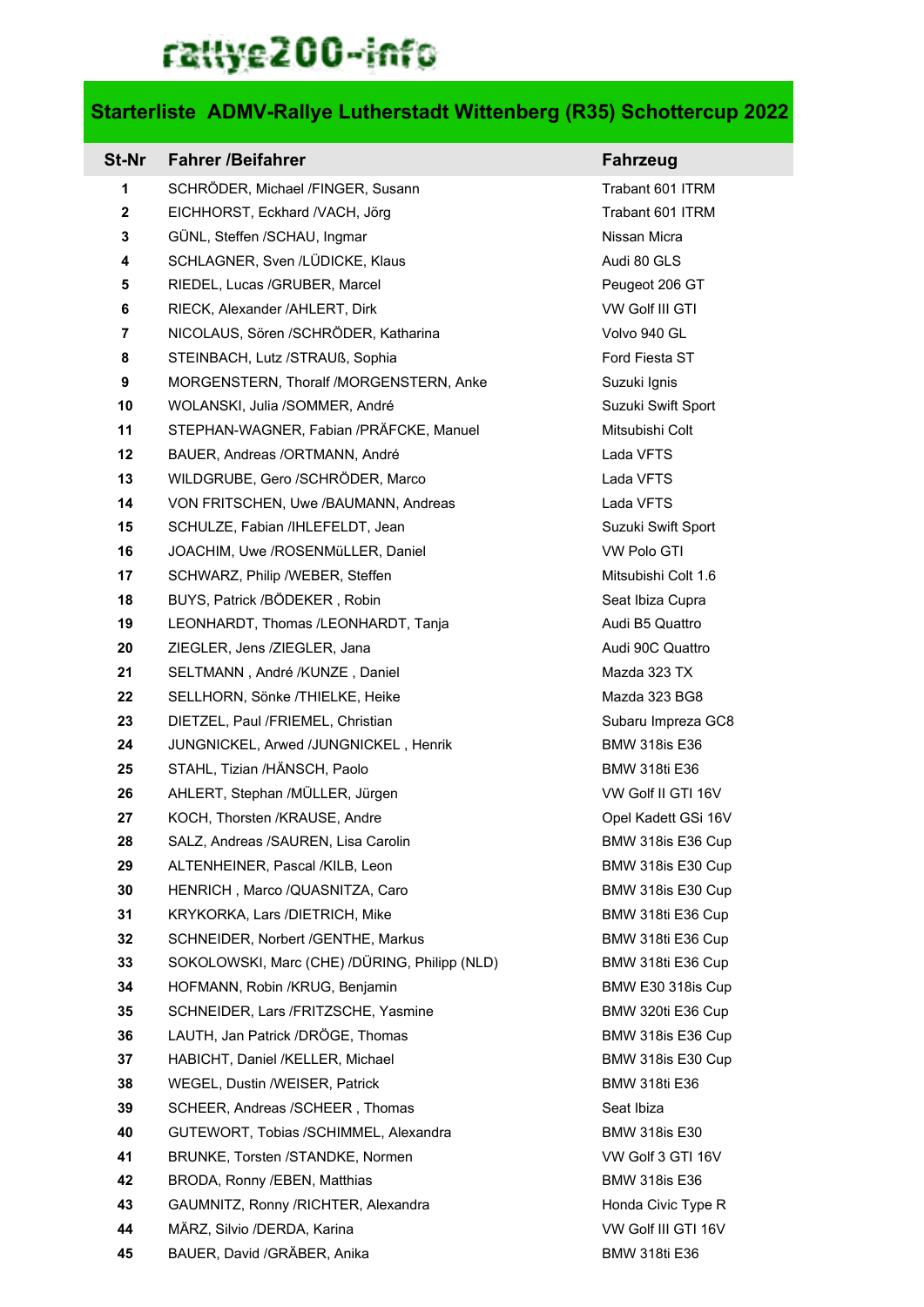rallye200-info

# Starterliste ADMV-Rallye Lutherstadt Wittenberg (R35) Schottercup 2022

| St-Nr | Fahrer /Beifahrer | Fahrzeug |
|---|---|---|
| 1 | SCHRÖDER, Michael /FINGER, Susann | Trabant 601 ITRM |
| 2 | EICHHORST, Eckhard /VACH, Jörg | Trabant 601 ITRM |
| 3 | GÜNL, Steffen /SCHAU, Ingmar | Nissan Micra |
| 4 | SCHLAGNER, Sven /LÜDICKE, Klaus | Audi 80 GLS |
| 5 | RIEDEL, Lucas /GRUBER, Marcel | Peugeot 206 GT |
| 6 | RIECK, Alexander /AHLERT, Dirk | VW Golf III GTI |
| 7 | NICOLAUS, Sören /SCHRÖDER, Katharina | Volvo 940 GL |
| 8 | STEINBACH, Lutz /STRAUß, Sophia | Ford Fiesta ST |
| 9 | MORGENSTERN, Thoralf /MORGENSTERN, Anke | Suzuki Ignis |
| 10 | WOLANSKI, Julia /SOMMER, André | Suzuki Swift Sport |
| 11 | STEPHAN-WAGNER, Fabian /PRÄFCKE, Manuel | Mitsubishi Colt |
| 12 | BAUER, Andreas /ORTMANN, André | Lada VFTS |
| 13 | WILDGRUBE, Gero /SCHRÖDER, Marco | Lada VFTS |
| 14 | VON FRITSCHEN, Uwe /BAUMANN, Andreas | Lada VFTS |
| 15 | SCHULZE, Fabian /IHLEFELDT, Jean | Suzuki Swift Sport |
| 16 | JOACHIM, Uwe /ROSENMüLLER, Daniel | VW Polo GTI |
| 17 | SCHWARZ, Philip /WEBER, Steffen | Mitsubishi Colt 1.6 |
| 18 | BUYS, Patrick /BÖDEKER , Robin | Seat Ibiza Cupra |
| 19 | LEONHARDT, Thomas /LEONHARDT, Tanja | Audi B5 Quattro |
| 20 | ZIEGLER, Jens /ZIEGLER, Jana | Audi 90C Quattro |
| 21 | SELTMANN , André /KUNZE , Daniel | Mazda 323 TX |
| 22 | SELLHORN, Sönke /THIELKE, Heike | Mazda 323 BG8 |
| 23 | DIETZEL, Paul /FRIEMEL, Christian | Subaru Impreza GC8 |
| 24 | JUNGNICKEL, Arwed /JUNGNICKEL , Henrik | BMW 318is E36 |
| 25 | STAHL, Tizian /HÄNSCH, Paolo | BMW 318ti E36 |
| 26 | AHLERT, Stephan /MÜLLER, Jürgen | VW Golf II GTI 16V |
| 27 | KOCH, Thorsten /KRAUSE, Andre | Opel Kadett GSi 16V |
| 28 | SALZ, Andreas /SAUREN, Lisa Carolin | BMW 318is E36 Cup |
| 29 | ALTENHEINER, Pascal /KILB, Leon | BMW 318is E30 Cup |
| 30 | HENRICH , Marco /QUASNITZA, Caro | BMW 318is E30 Cup |
| 31 | KRYKORKA, Lars /DIETRICH, Mike | BMW 318ti E36 Cup |
| 32 | SCHNEIDER, Norbert /GENTHE, Markus | BMW 318ti E36 Cup |
| 33 | SOKOLOWSKI, Marc (CHE) /DÜRING, Philipp (NLD) | BMW 318ti E36 Cup |
| 34 | HOFMANN, Robin /KRUG, Benjamin | BMW E30 318is Cup |
| 35 | SCHNEIDER, Lars /FRITZSCHE, Yasmine | BMW 320ti E36 Cup |
| 36 | LAUTH, Jan Patrick /DRÖGE, Thomas | BMW 318is E36 Cup |
| 37 | HABICHT, Daniel /KELLER, Michael | BMW 318is E30 Cup |
| 38 | WEGEL, Dustin /WEISER, Patrick | BMW 318ti E36 |
| 39 | SCHEER, Andreas /SCHEER , Thomas | Seat Ibiza |
| 40 | GUTEWORT, Tobias /SCHIMMEL, Alexandra | BMW 318is E30 |
| 41 | BRUNKE, Torsten /STANDKE, Normen | VW Golf 3 GTI 16V |
| 42 | BRODA, Ronny /EBEN, Matthias | BMW 318is E36 |
| 43 | GAUMNITZ, Ronny /RICHTER, Alexandra | Honda Civic Type R |
| 44 | MÄRZ, Silvio /DERDA, Karina | VW Golf III GTI 16V |
| 45 | BAUER, David /GRÄBER, Anika | BMW 318ti E36 |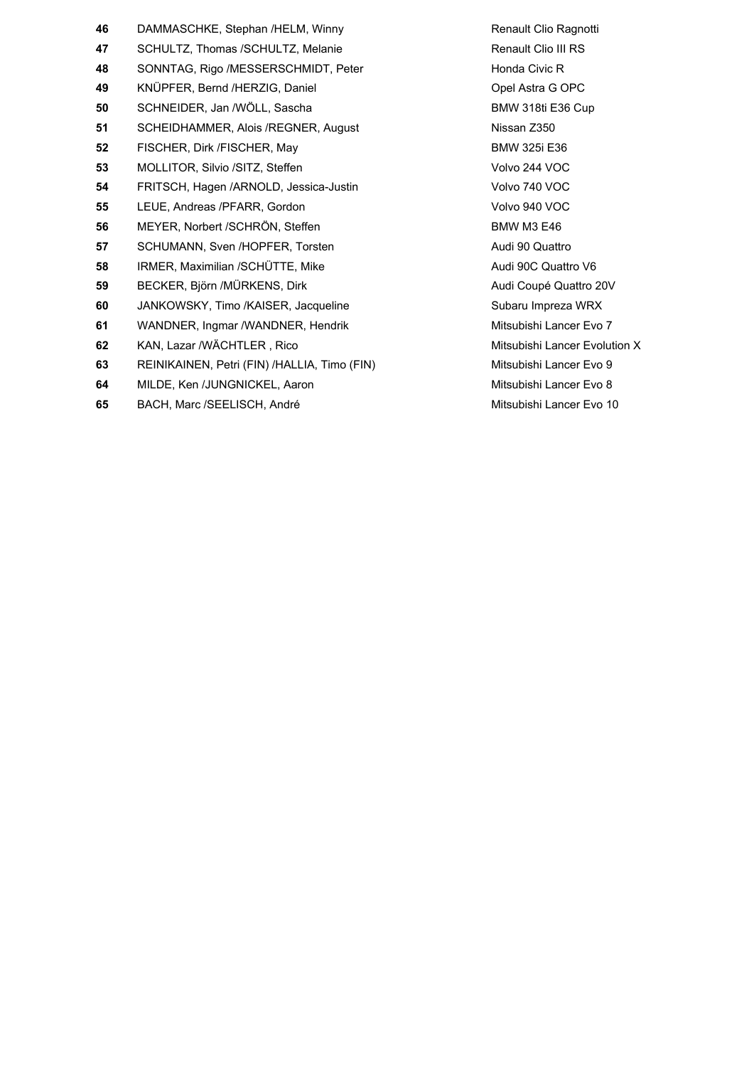| | | |
|---|---|---|
| **46** | DAMMASCHKE, Stephan /HELM, Winny | Renault Clio Ragnotti |
| **47** | SCHULTZ, Thomas /SCHULTZ, Melanie | Renault Clio III RS |
| **48** | SONNTAG, Rigo /MESSERSCHMIDT, Peter | Honda Civic R |
| **49** | KNÜPFER, Bernd /HERZIG, Daniel | Opel Astra G OPC |
| **50** | SCHNEIDER, Jan /WÖLL, Sascha | BMW 318ti E36 Cup |
| **51** | SCHEIDHAMMER, Alois /REGNER, August | Nissan Z350 |
| **52** | FISCHER, Dirk /FISCHER, May | BMW 325i E36 |
| **53** | MOLLITOR, Silvio /SITZ, Steffen | Volvo 244 VOC |
| **54** | FRITSCH, Hagen /ARNOLD, Jessica-Justin | Volvo 740 VOC |
| **55** | LEUE, Andreas /PFARR, Gordon | Volvo 940 VOC |
| **56** | MEYER, Norbert /SCHRÖN, Steffen | BMW M3 E46 |
| **57** | SCHUMANN, Sven /HOPFER, Torsten | Audi 90 Quattro |
| **58** | IRMER, Maximilian /SCHÜTTE, Mike | Audi 90C Quattro V6 |
| **59** | BECKER, Björn /MÜRKENS, Dirk | Audi Coupé Quattro 20V |
| **60** | JANKOWSKY, Timo /KAISER, Jacqueline | Subaru Impreza WRX |
| **61** | WANDNER, Ingmar /WANDNER, Hendrik | Mitsubishi Lancer Evo 7 |
| **62** | KAN, Lazar /WÄCHTLER , Rico | Mitsubishi Lancer Evolution X |
| **63** | REINIKAINEN, Petri (FIN) /HALLIA, Timo (FIN) | Mitsubishi Lancer Evo 9 |
| **64** | MILDE, Ken /JUNGNICKEL, Aaron | Mitsubishi Lancer Evo 8 |
| **65** | BACH, Marc /SEELISCH, André | Mitsubishi Lancer Evo 10 |